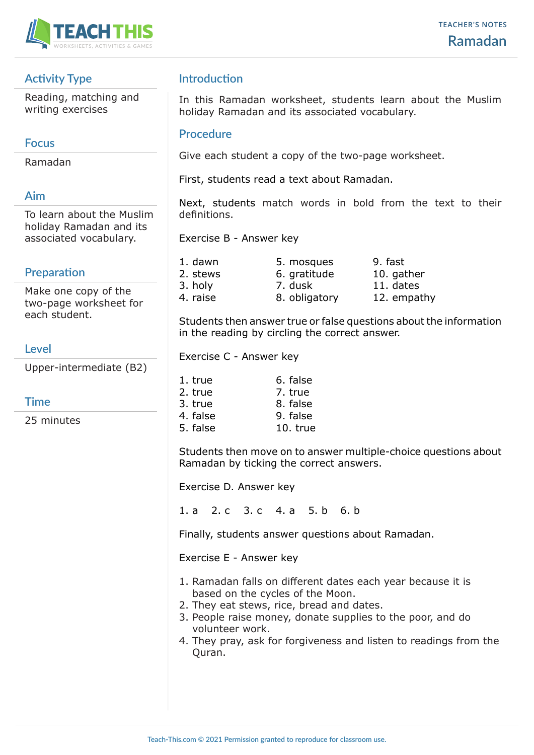TEACHER'S NOTES

# Ramadan

## Activity Type

Reading, matching and writing exercises

## Focus

Ramadan

## Aim

To learn about the Muslim holiday Ramadan and its associated vocabulary.

## Preparation

Make one copy of the two-page worksheet for each student.

## Level

Upper-intermediate (B2)

## Time

25 minutes

## Introduction

In this Ramadan worksheet, students learn about the Muslim holiday Ramadan and its associated vocabulary.

## Procedure

Give each student a copy of the two-page worksheet.

First, students read a text about Ramadan.

Next, students match words in bold from the text to their definitions.

Exercise B - Answer key

1. dawn
2. stews
3. holy
4. raise
5. mosques
6. gratitude
7. dusk
8. obligatory
9. fast
10. gather
11. dates
12. empathy

Students then answer true or false questions about the information in the reading by circling the correct answer.

Exercise C - Answer key

1. true
2. true
3. true
4. false
5. false
6. false
7. true
8. false
9. false
10. true

Students then move on to answer multiple-choice questions about Ramadan by ticking the correct answers.

Exercise D. Answer key

1. a 2. c 3. c 4. a 5. b 6. b

Finally, students answer questions about Ramadan.

Exercise E - Answer key

1. Ramadan falls on different dates each year because it is based on the cycles of the Moon.
2. They eat stews, rice, bread and dates.
3. People raise money, donate supplies to the poor, and do volunteer work.
4. They pray, ask for forgiveness and listen to readings from the Quran.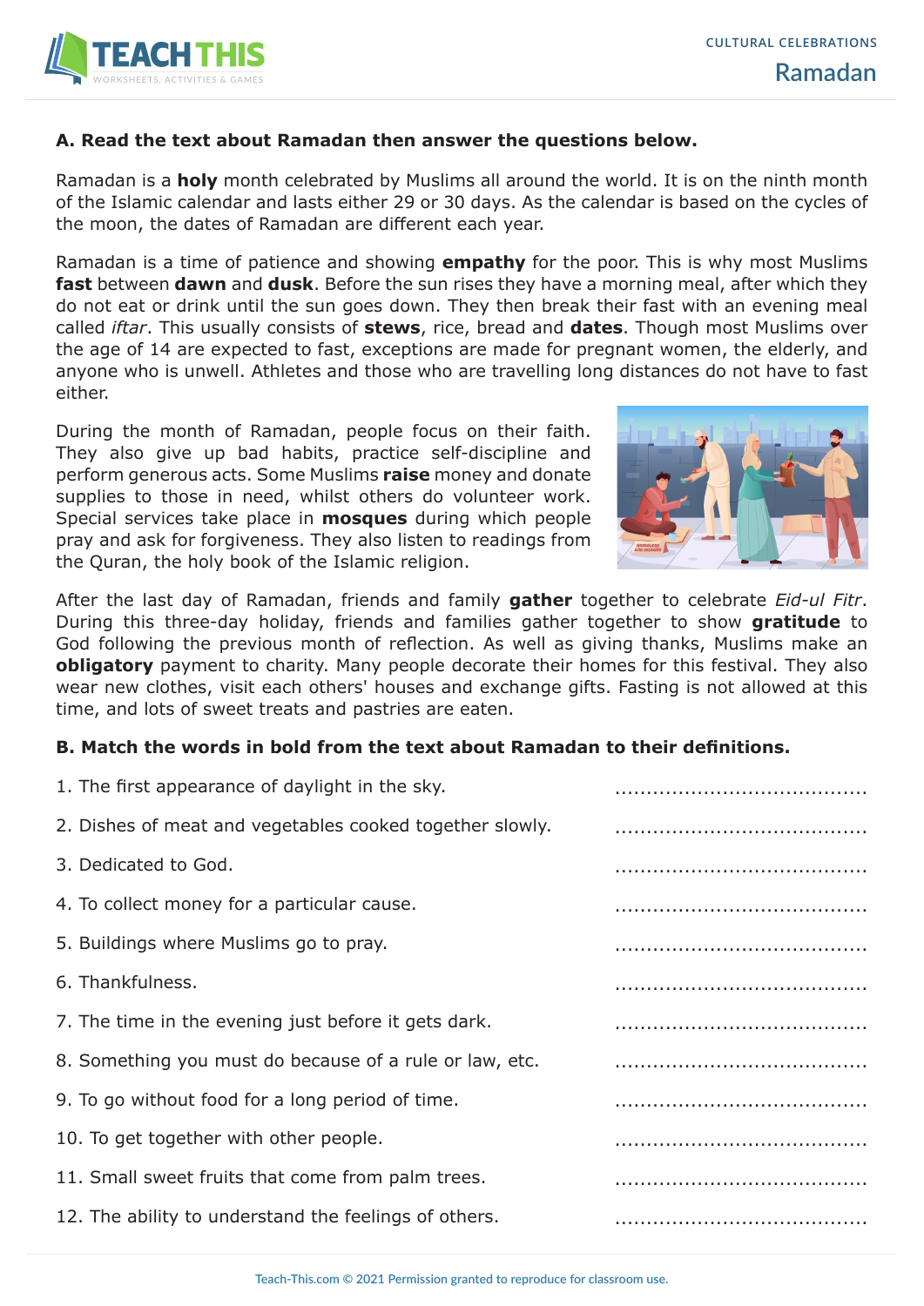## A. Read the text about Ramadan then answer the questions below.

Ramadan is a **holy** month celebrated by Muslims all around the world. It is on the ninth month of the Islamic calendar and lasts either 29 or 30 days. As the calendar is based on the cycles of the moon, the dates of Ramadan are different each year.

Ramadan is a time of patience and showing **empathy** for the poor. This is why most Muslims **fast** between **dawn** and **dusk**. Before the sun rises they have a morning meal, after which they do not eat or drink until the sun goes down. They then break their fast with an evening meal called *iftar*. This usually consists of **stews**, rice, bread and **dates**. Though most Muslims over the age of 14 are expected to fast, exceptions are made for pregnant women, the elderly, and anyone who is unwell. Athletes and those who are travelling long distances do not have to fast either.

During the month of Ramadan, people focus on their faith. They also give up bad habits, practice self-discipline and perform generous acts. Some Muslims **raise** money and donate supplies to those in need, whilst others do volunteer work. Special services take place in **mosques** during which people pray and ask for forgiveness. They also listen to readings from the Quran, the holy book of the Islamic religion.

After the last day of Ramadan, friends and family **gather** together to celebrate *Eid-ul Fitr*. During this three-day holiday, friends and families gather together to show **gratitude** to God following the previous month of reflection. As well as giving thanks, Muslims make an **obligatory** payment to charity. Many people decorate their homes for this festival. They also wear new clothes, visit each others' houses and exchange gifts. Fasting is not allowed at this time, and lots of sweet treats and pastries are eaten.

## B. Match the words in bold from the text about Ramadan to their definitions.

1. The first appearance of daylight in the sky. ........................................
2. Dishes of meat and vegetables cooked together slowly. ........................................
3. Dedicated to God. ........................................
4. To collect money for a particular cause. ........................................
5. Buildings where Muslims go to pray. ........................................
6. Thankfulness. ........................................
7. The time in the evening just before it gets dark. ........................................
8. Something you must do because of a rule or law, etc. ........................................
9. To go without food for a long period of time. ........................................
10. To get together with other people. ........................................
11. Small sweet fruits that come from palm trees. ........................................
12. The ability to understand the feelings of others. ........................................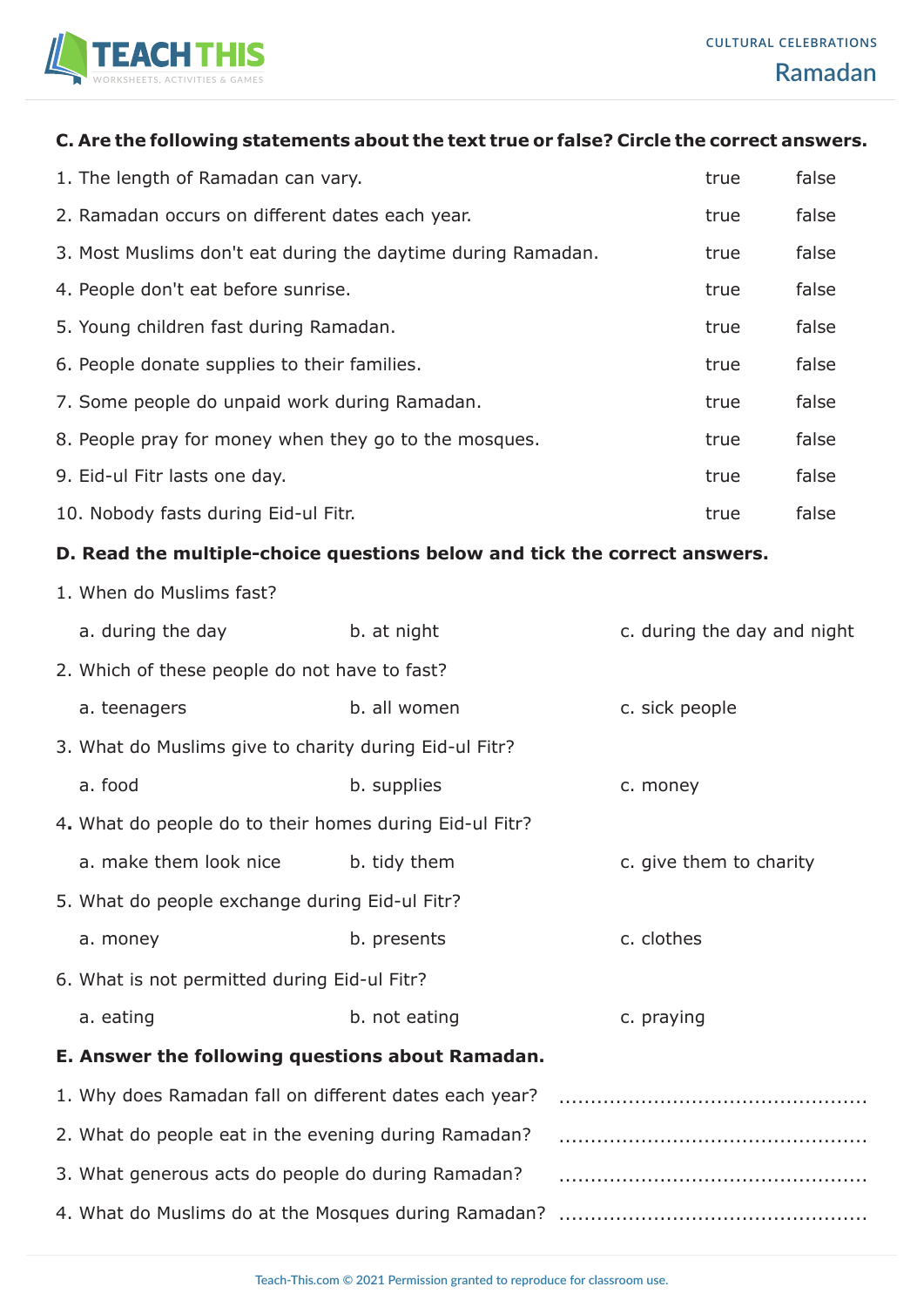**C. Are the following statements about the text true or false? Circle the correct answers.**

| | | |
|---|---|---|
| 1. The length of Ramadan can vary. | true | false |
| 2. Ramadan occurs on different dates each year. | true | false |
| 3. Most Muslims don't eat during the daytime during Ramadan. | true | false |
| 4. People don't eat before sunrise. | true | false |
| 5. Young children fast during Ramadan. | true | false |
| 6. People donate supplies to their families. | true | false |
| 7. Some people do unpaid work during Ramadan. | true | false |
| 8. People pray for money when they go to the mosques. | true | false |
| 9. Eid-ul Fitr lasts one day. | true | false |
| 10. Nobody fasts during Eid-ul Fitr. | true | false |

**D. Read the multiple-choice questions below and tick the correct answers.**

1. When do Muslims fast?

   a. during the day  b. at night  c. during the day and night

2. Which of these people do not have to fast?

   a. teenagers  b. all women  c. sick people

3. What do Muslims give to charity during Eid-ul Fitr?

   a. food  b. supplies  c. money

4. What do people do to their homes during Eid-ul Fitr?

   a. make them look nice  b. tidy them  c. give them to charity

5. What do people exchange during Eid-ul Fitr?

   a. money  b. presents  c. clothes

6. What is not permitted during Eid-ul Fitr?

   a. eating  b. not eating  c. praying

**E. Answer the following questions about Ramadan.**

1. Why does Ramadan fall on different dates each year? ................................................

2. What do people eat in the evening during Ramadan? ................................................

3. What generous acts do people do during Ramadan? ................................................

4. What do Muslims do at the Mosques during Ramadan? ................................................